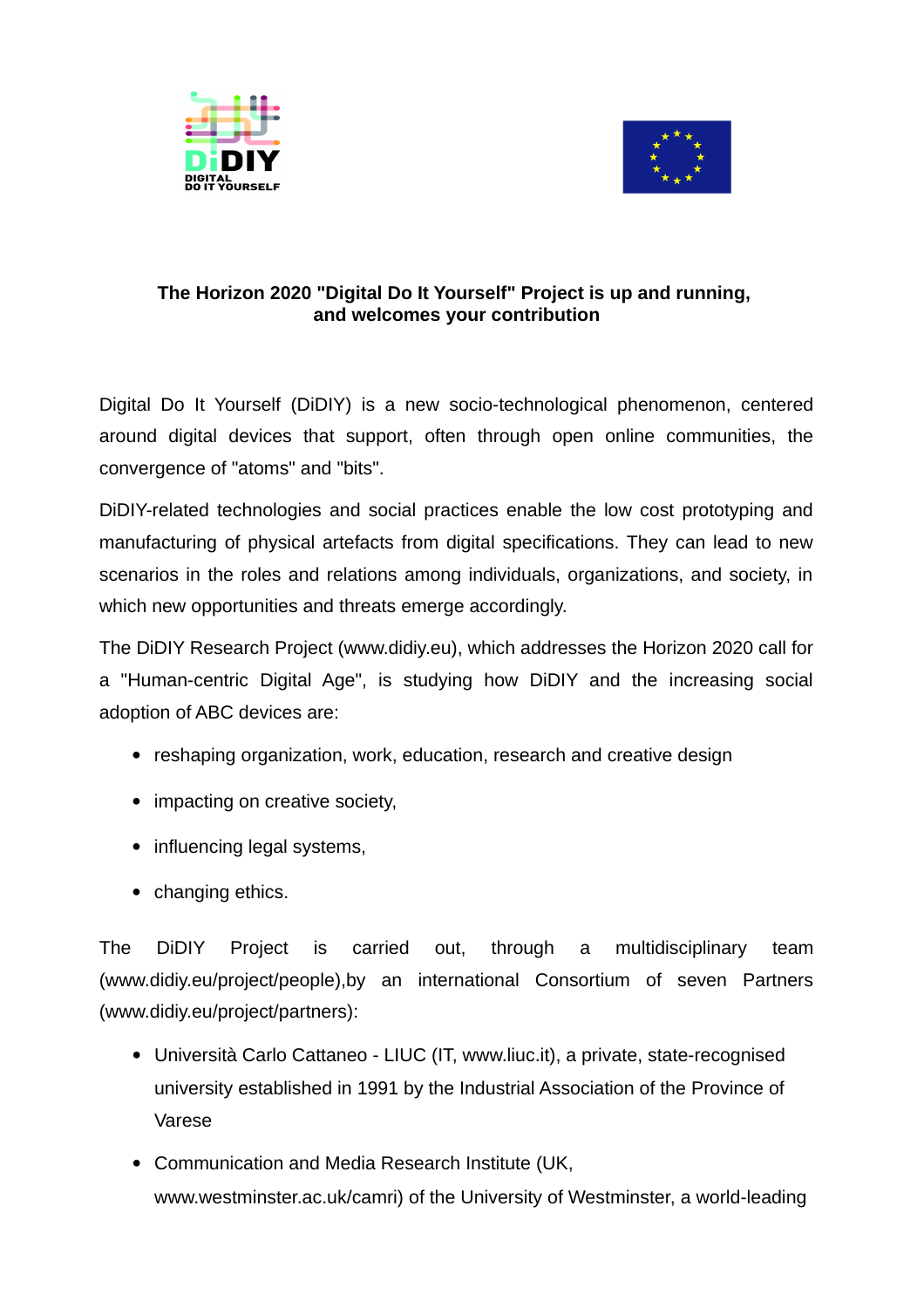**The Horizon 2020 "Digital Do It Yourself" Project is up and running, and welcomes your contribution**

Digital Do It Yourself (DiDIY) is a new socio-technological phenomenon, centered around digital devices that support, often through open online communities, the convergence of "atoms" and "bits".

DiDIY-related technologies and social practices enable the low cost prototyping and manufacturing of physical artefacts from digital specifications. They can lead to new scenarios in the roles and relations among individuals, organizations, and society, in which new opportunities and threats emerge accordingly.

The DiDIY Research Project (www.didiy.eu), which addresses the Horizon 2020 call for a "Human-centric Digital Age", is studying how DiDIY and the increasing social adoption of ABC devices are:

- reshaping organization, work, education, research and creative design
- impacting on creative society,
- influencing legal systems,
- changing ethics.

The DiDIY Project is carried out, through a multidisciplinary team (www.didiy.eu/project/people),by an international Consortium of seven Partners (www.didiy.eu/project/partners):

- Università Carlo Cattaneo - LIUC (IT, www.liuc.it), a private, state-recognised university established in 1991 by the Industrial Association of the Province of Varese
- Communication and Media Research Institute (UK, www.westminster.ac.uk/camri) of the University of Westminster, a world-leading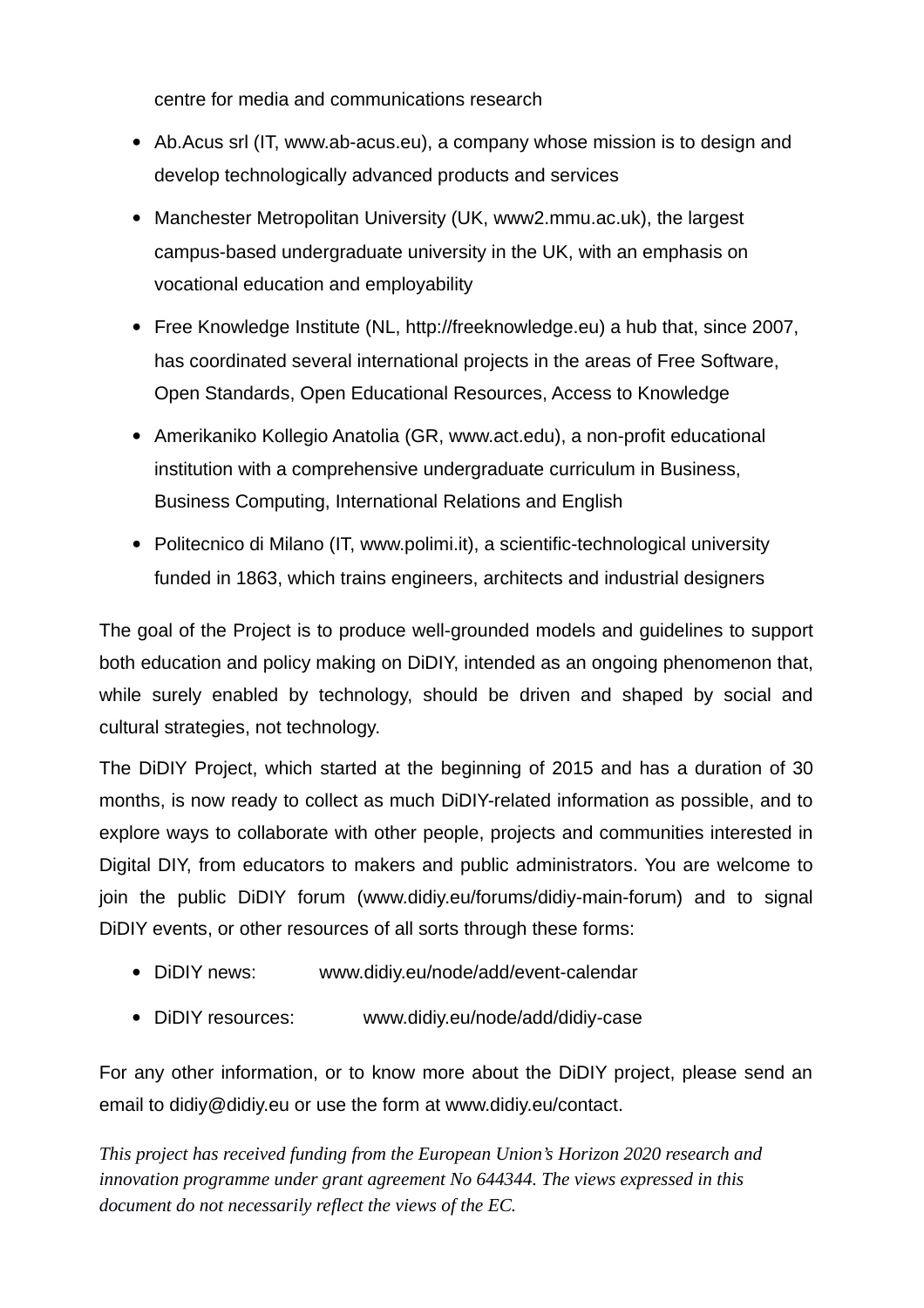centre for media and communications research

- Ab.Acus srl (IT, www.ab-acus.eu), a company whose mission is to design and develop technologically advanced products and services
- Manchester Metropolitan University (UK, www2.mmu.ac.uk), the largest campus-based undergraduate university in the UK, with an emphasis on vocational education and employability
- Free Knowledge Institute (NL, http://freeknowledge.eu) a hub that, since 2007, has coordinated several international projects in the areas of Free Software, Open Standards, Open Educational Resources, Access to Knowledge
- Amerikaniko Kollegio Anatolia (GR, www.act.edu), a non-profit educational institution with a comprehensive undergraduate curriculum in Business, Business Computing, International Relations and English
- Politecnico di Milano (IT, www.polimi.it), a scientific-technological university funded in 1863, which trains engineers, architects and industrial designers

The goal of the Project is to produce well-grounded models and guidelines to support both education and policy making on DiDIY, intended as an ongoing phenomenon that, while surely enabled by technology, should be driven and shaped by social and cultural strategies, not technology.

The DiDIY Project, which started at the beginning of 2015 and has a duration of 30 months, is now ready to collect as much DiDIY-related information as possible, and to explore ways to collaborate with other people, projects and communities interested in Digital DIY, from educators to makers and public administrators. You are welcome to join the public DiDIY forum (www.didiy.eu/forums/didiy-main-forum) and to signal DiDIY events, or other resources of all sorts through these forms:

- DiDIY news: www.didiy.eu/node/add/event-calendar
- DiDIY resources: www.didiy.eu/node/add/didiy-case

For any other information, or to know more about the DiDIY project, please send an email to didiy@didiy.eu or use the form at www.didiy.eu/contact.

*This project has received funding from the European Union's Horizon 2020 research and innovation programme under grant agreement No 644344. The views expressed in this document do not necessarily reflect the views of the EC.*